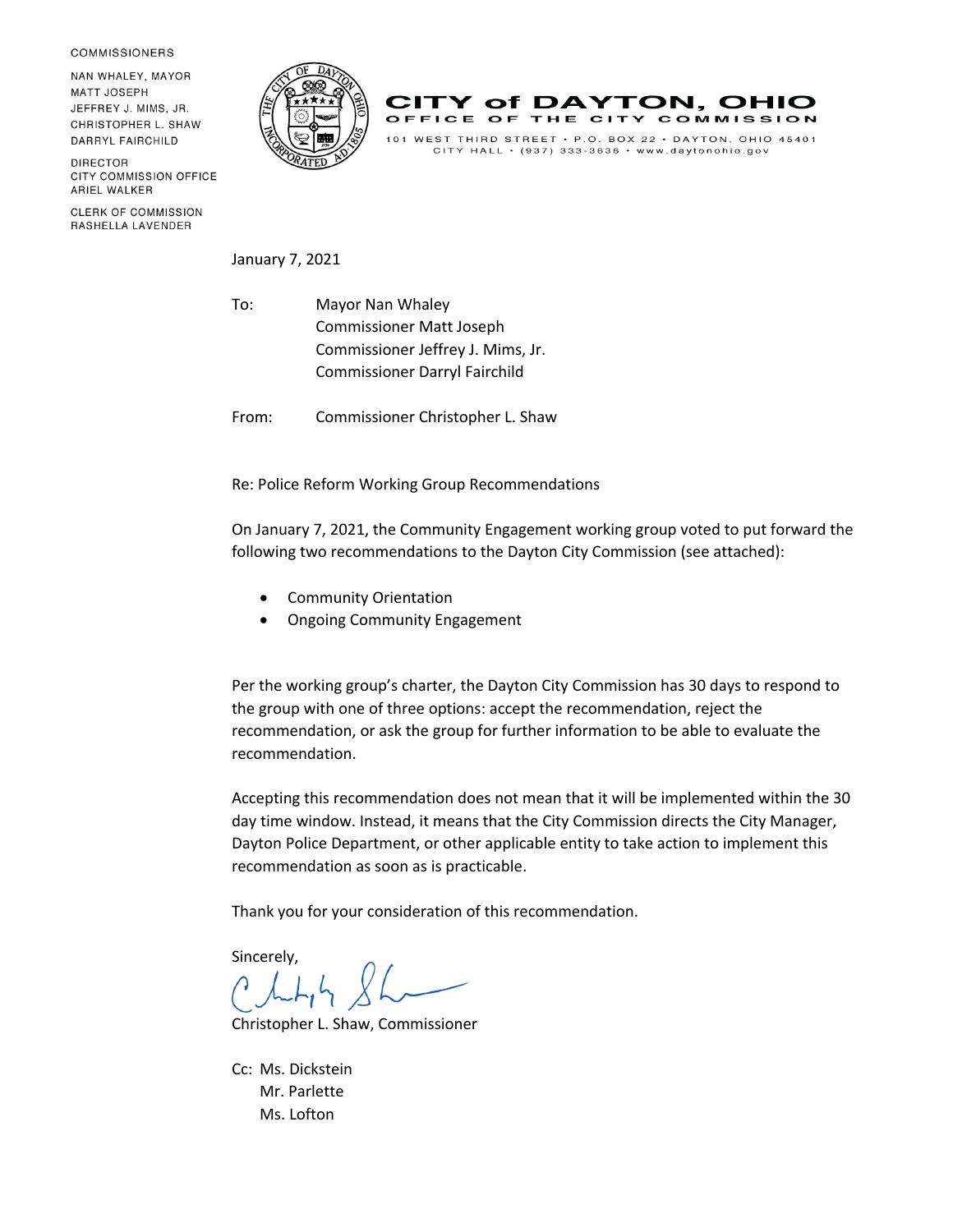COMMISSIONERS

NAN WHALEY, MAYOR
MATT JOSEPH
JEFFREY J. MIMS, JR.
CHRISTOPHER L. SHAW
DARRYL FAIRCHILD

DIRECTOR
CITY COMMISSION OFFICE
ARIEL WALKER

CLERK OF COMMISSION
RASHELLA LAVENDER

# CITY of DAYTON, OHIO

OFFICE OF THE CITY COMMISSION

101 WEST THIRD STREET • P.O. BOX 22 • DAYTON, OHIO 45401
CITY HALL • (937) 333-3636 • www.daytonohio.gov

January 7, 2021

To: Mayor Nan Whaley
Commissioner Matt Joseph
Commissioner Jeffrey J. Mims, Jr.
Commissioner Darryl Fairchild

From: Commissioner Christopher L. Shaw

Re: Police Reform Working Group Recommendations

On January 7, 2021, the Community Engagement working group voted to put forward the following two recommendations to the Dayton City Commission (see attached):

- Community Orientation
- Ongoing Community Engagement

Per the working group's charter, the Dayton City Commission has 30 days to respond to the group with one of three options: accept the recommendation, reject the recommendation, or ask the group for further information to be able to evaluate the recommendation.

Accepting this recommendation does not mean that it will be implemented within the 30 day time window. Instead, it means that the City Commission directs the City Manager, Dayton Police Department, or other applicable entity to take action to implement this recommendation as soon as is practicable.

Thank you for your consideration of this recommendation.

Sincerely,

Christopher L. Shaw, Commissioner

Cc: Ms. Dickstein
Mr. Parlette
Ms. Lofton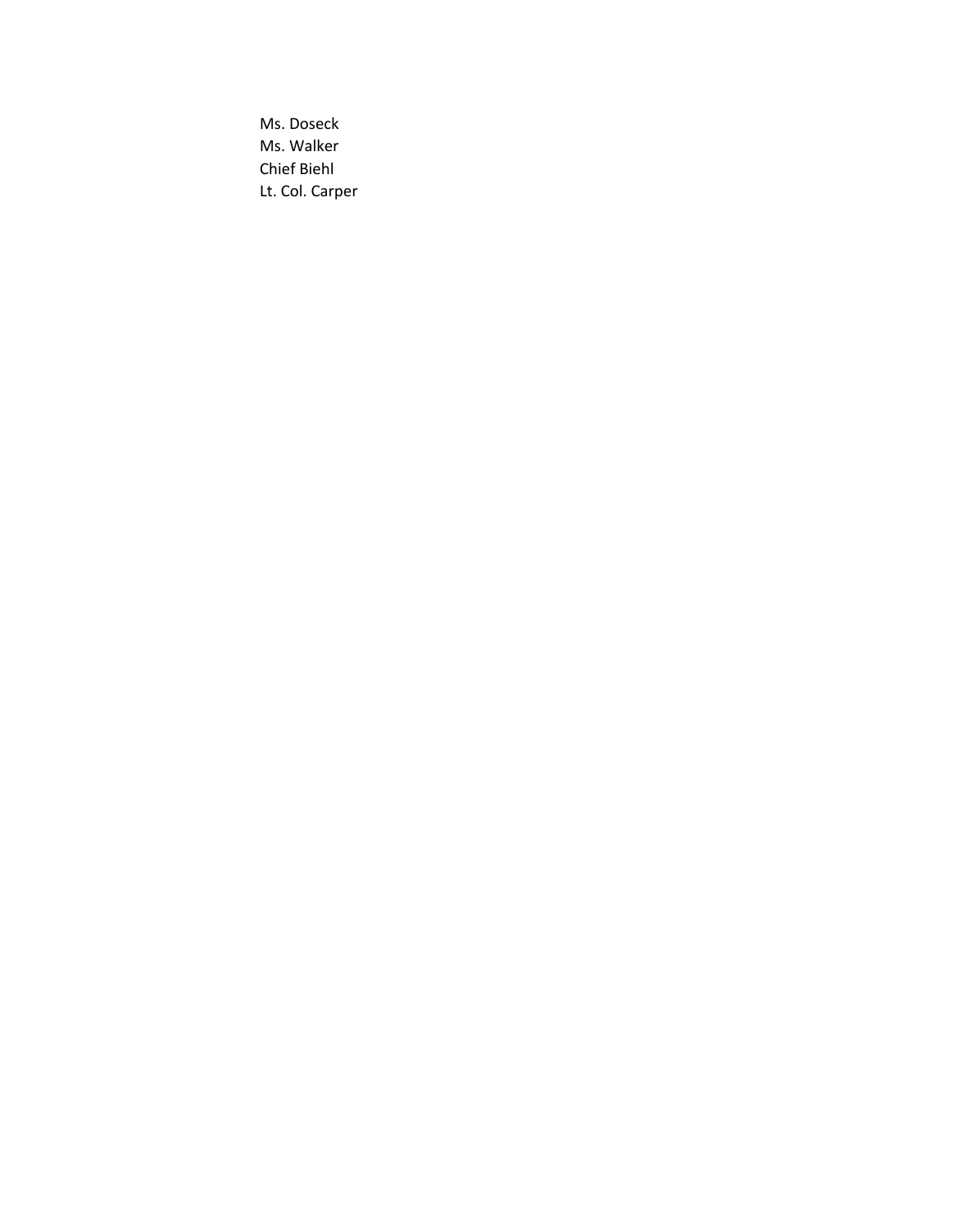Ms. Doseck
Ms. Walker
Chief Biehl
Lt. Col. Carper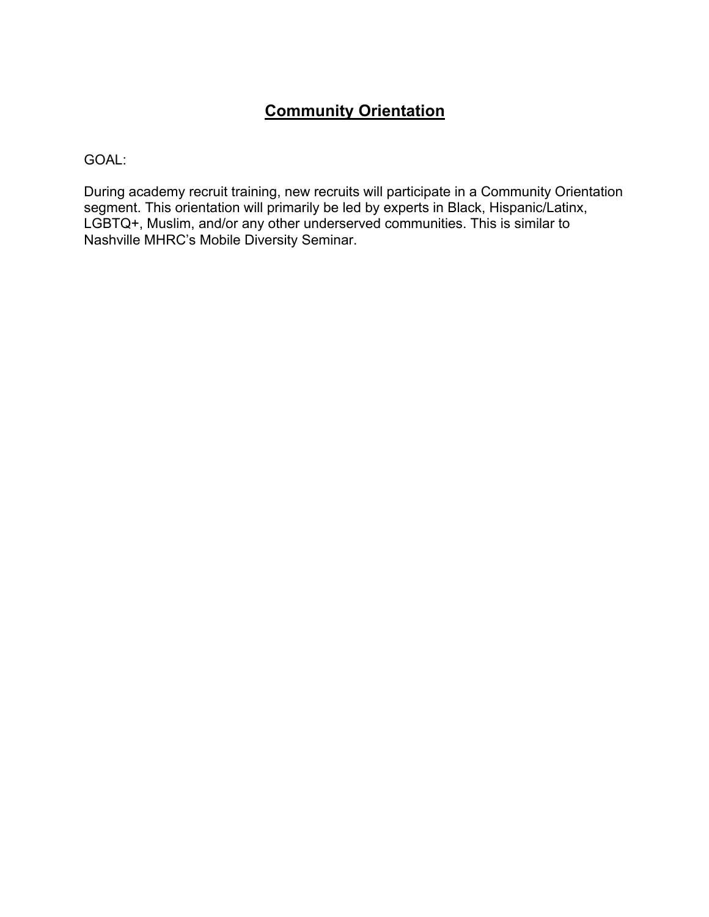# Community Orientation

GOAL:

During academy recruit training, new recruits will participate in a Community Orientation segment. This orientation will primarily be led by experts in Black, Hispanic/Latinx, LGBTQ+, Muslim, and/or any other underserved communities. This is similar to Nashville MHRC's Mobile Diversity Seminar.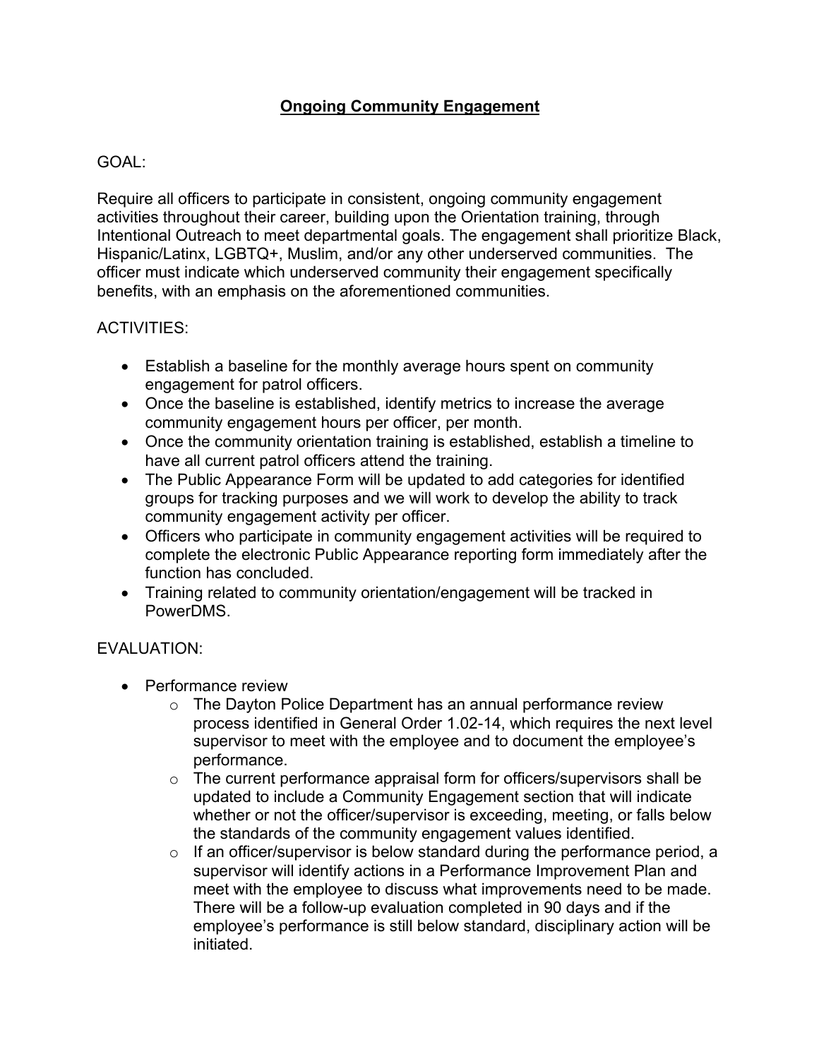## Ongoing Community Engagement

GOAL:

Require all officers to participate in consistent, ongoing community engagement activities throughout their career, building upon the Orientation training, through Intentional Outreach to meet departmental goals. The engagement shall prioritize Black, Hispanic/Latinx, LGBTQ+, Muslim, and/or any other underserved communities. The officer must indicate which underserved community their engagement specifically benefits, with an emphasis on the aforementioned communities.

ACTIVITIES:

- Establish a baseline for the monthly average hours spent on community engagement for patrol officers.
- Once the baseline is established, identify metrics to increase the average community engagement hours per officer, per month.
- Once the community orientation training is established, establish a timeline to have all current patrol officers attend the training.
- The Public Appearance Form will be updated to add categories for identified groups for tracking purposes and we will work to develop the ability to track community engagement activity per officer.
- Officers who participate in community engagement activities will be required to complete the electronic Public Appearance reporting form immediately after the function has concluded.
- Training related to community orientation/engagement will be tracked in PowerDMS.

EVALUATION:

- Performance review
  - The Dayton Police Department has an annual performance review process identified in General Order 1.02-14, which requires the next level supervisor to meet with the employee and to document the employee's performance.
  - The current performance appraisal form for officers/supervisors shall be updated to include a Community Engagement section that will indicate whether or not the officer/supervisor is exceeding, meeting, or falls below the standards of the community engagement values identified.
  - If an officer/supervisor is below standard during the performance period, a supervisor will identify actions in a Performance Improvement Plan and meet with the employee to discuss what improvements need to be made. There will be a follow-up evaluation completed in 90 days and if the employee's performance is still below standard, disciplinary action will be initiated.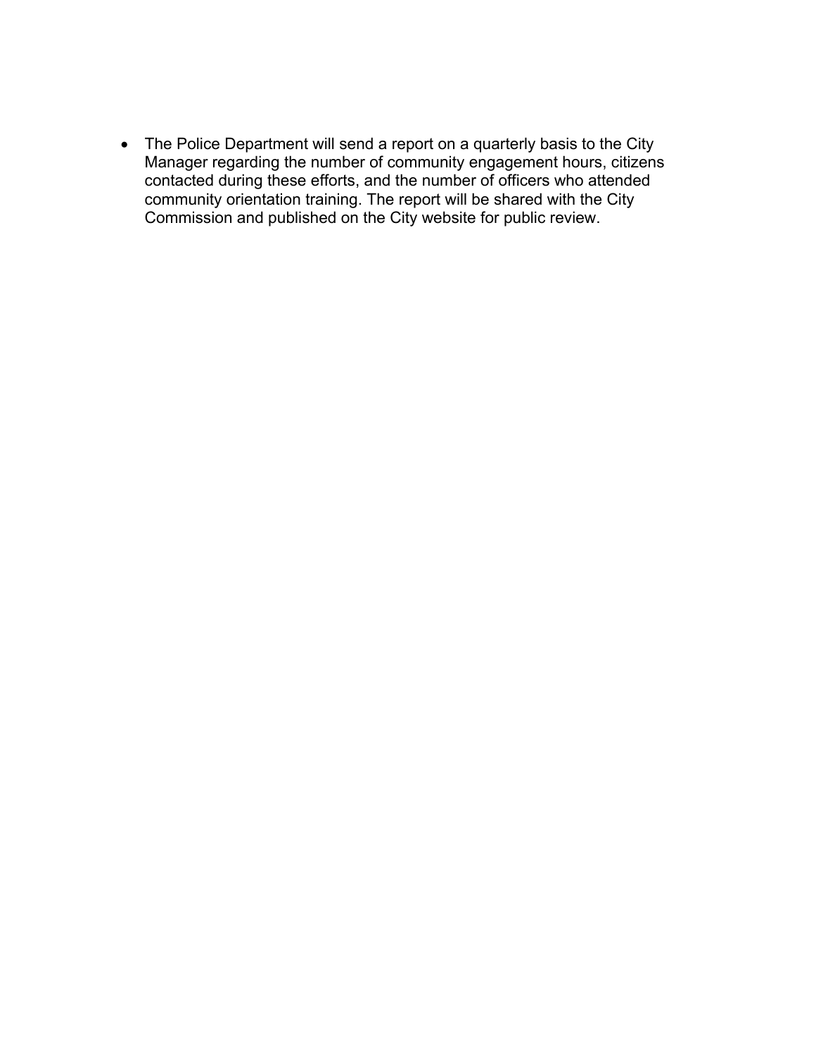- The Police Department will send a report on a quarterly basis to the City Manager regarding the number of community engagement hours, citizens contacted during these efforts, and the number of officers who attended community orientation training. The report will be shared with the City Commission and published on the City website for public review.